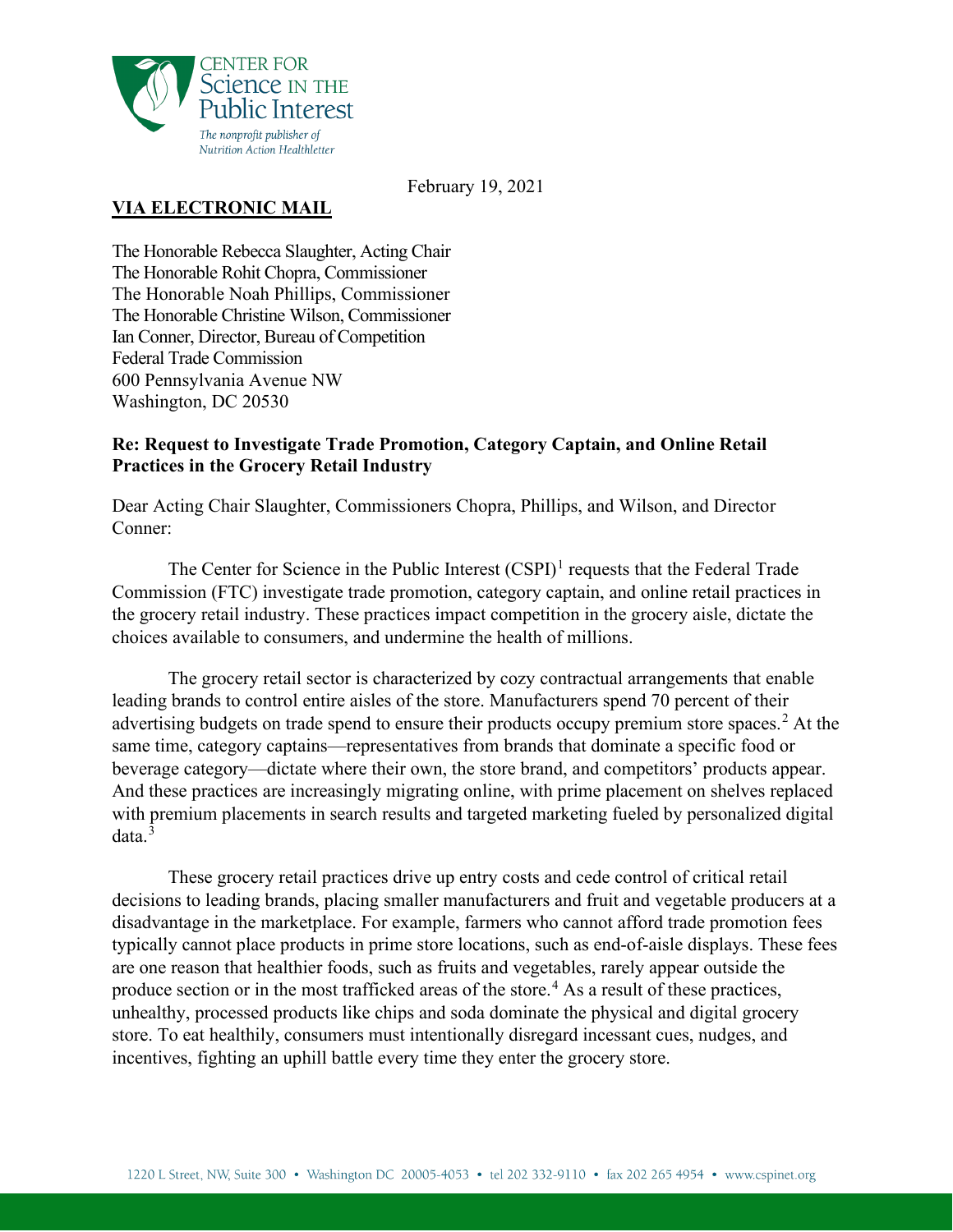CENTER FOR
Science IN THE
Public Interest

*The nonprofit publisher of*
*Nutrition Action Healthletter*

February 19, 2021

**VIA ELECTRONIC MAIL**

The Honorable Rebecca Slaughter, Acting Chair
The Honorable Rohit Chopra, Commissioner
The Honorable Noah Phillips, Commissioner
The Honorable Christine Wilson, Commissioner
Ian Conner, Director, Bureau of Competition
Federal Trade Commission
600 Pennsylvania Avenue NW
Washington, DC 20530

**Re: Request to Investigate Trade Promotion, Category Captain, and Online Retail Practices in the Grocery Retail Industry**

Dear Acting Chair Slaughter, Commissioners Chopra, Phillips, and Wilson, and Director Conner:

The Center for Science in the Public Interest (CSPI)[1] requests that the Federal Trade Commission (FTC) investigate trade promotion, category captain, and online retail practices in the grocery retail industry. These practices impact competition in the grocery aisle, dictate the choices available to consumers, and undermine the health of millions.

The grocery retail sector is characterized by cozy contractual arrangements that enable leading brands to control entire aisles of the store. Manufacturers spend 70 percent of their advertising budgets on trade spend to ensure their products occupy premium store spaces.[2] At the same time, category captains—representatives from brands that dominate a specific food or beverage category—dictate where their own, the store brand, and competitors' products appear. And these practices are increasingly migrating online, with prime placement on shelves replaced with premium placements in search results and targeted marketing fueled by personalized digital data.[3]

These grocery retail practices drive up entry costs and cede control of critical retail decisions to leading brands, placing smaller manufacturers and fruit and vegetable producers at a disadvantage in the marketplace. For example, farmers who cannot afford trade promotion fees typically cannot place products in prime store locations, such as end-of-aisle displays. These fees are one reason that healthier foods, such as fruits and vegetables, rarely appear outside the produce section or in the most trafficked areas of the store.[4] As a result of these practices, unhealthy, processed products like chips and soda dominate the physical and digital grocery store. To eat healthily, consumers must intentionally disregard incessant cues, nudges, and incentives, fighting an uphill battle every time they enter the grocery store.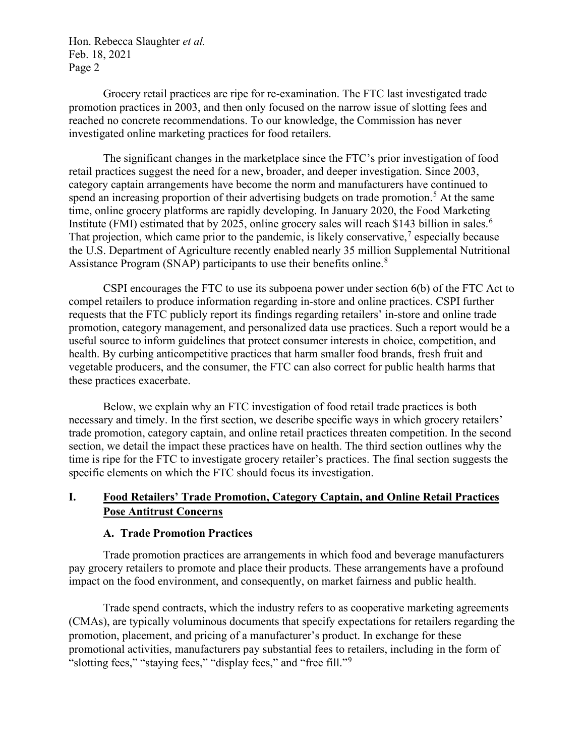Grocery retail practices are ripe for re-examination. The FTC last investigated trade promotion practices in 2003, and then only focused on the narrow issue of slotting fees and reached no concrete recommendations. To our knowledge, the Commission has never investigated online marketing practices for food retailers.

The significant changes in the marketplace since the FTC's prior investigation of food retail practices suggest the need for a new, broader, and deeper investigation. Since 2003, category captain arrangements have become the norm and manufacturers have continued to spend an increasing proportion of their advertising budgets on trade promotion.[5] At the same time, online grocery platforms are rapidly developing. In January 2020, the Food Marketing Institute (FMI) estimated that by 2025, online grocery sales will reach $143 billion in sales.[6] That projection, which came prior to the pandemic, is likely conservative,[7] especially because the U.S. Department of Agriculture recently enabled nearly 35 million Supplemental Nutritional Assistance Program (SNAP) participants to use their benefits online.[8]

CSPI encourages the FTC to use its subpoena power under section 6(b) of the FTC Act to compel retailers to produce information regarding in-store and online practices. CSPI further requests that the FTC publicly report its findings regarding retailers' in-store and online trade promotion, category management, and personalized data use practices. Such a report would be a useful source to inform guidelines that protect consumer interests in choice, competition, and health. By curbing anticompetitive practices that harm smaller food brands, fresh fruit and vegetable producers, and the consumer, the FTC can also correct for public health harms that these practices exacerbate.

Below, we explain why an FTC investigation of food retail trade practices is both necessary and timely. In the first section, we describe specific ways in which grocery retailers' trade promotion, category captain, and online retail practices threaten competition. In the second section, we detail the impact these practices have on health. The third section outlines why the time is ripe for the FTC to investigate grocery retailer's practices. The final section suggests the specific elements on which the FTC should focus its investigation.

## I. Food Retailers' Trade Promotion, Category Captain, and Online Retail Practices Pose Antitrust Concerns

### A. Trade Promotion Practices

Trade promotion practices are arrangements in which food and beverage manufacturers pay grocery retailers to promote and place their products. These arrangements have a profound impact on the food environment, and consequently, on market fairness and public health.

Trade spend contracts, which the industry refers to as cooperative marketing agreements (CMAs), are typically voluminous documents that specify expectations for retailers regarding the promotion, placement, and pricing of a manufacturer's product. In exchange for these promotional activities, manufacturers pay substantial fees to retailers, including in the form of "slotting fees," "staying fees," "display fees," and "free fill."[9]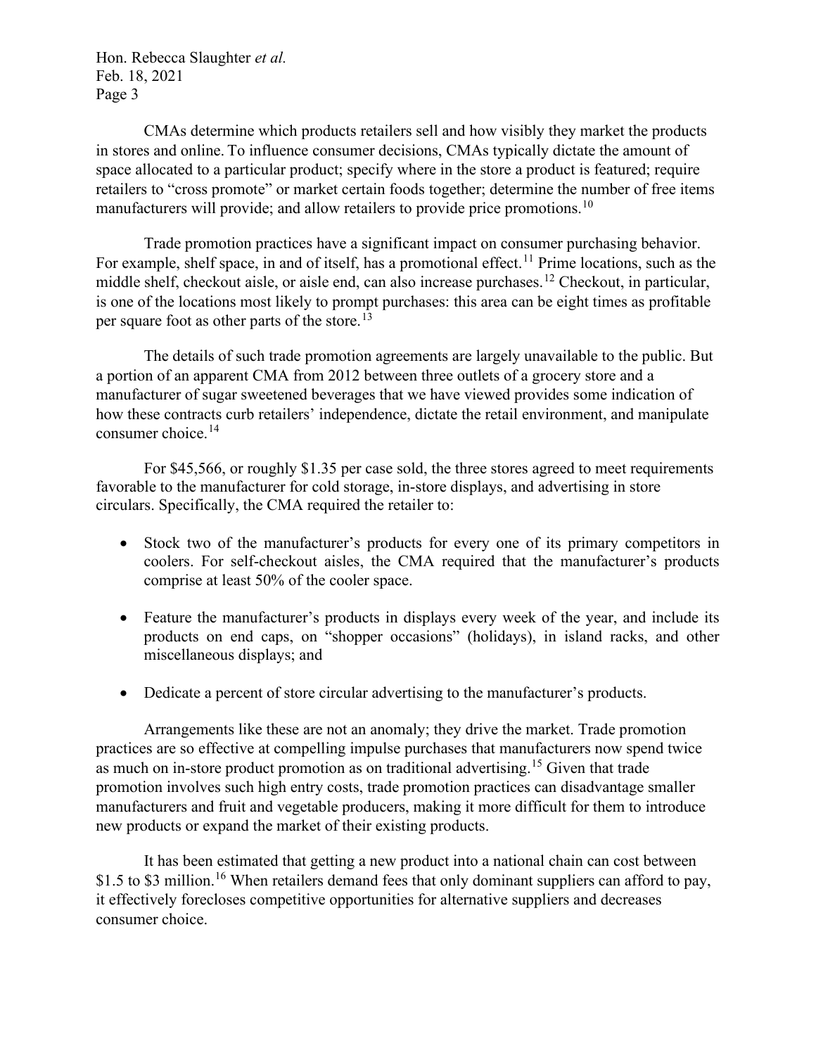CMAs determine which products retailers sell and how visibly they market the products in stores and online. To influence consumer decisions, CMAs typically dictate the amount of space allocated to a particular product; specify where in the store a product is featured; require retailers to "cross promote" or market certain foods together; determine the number of free items manufacturers will provide; and allow retailers to provide price promotions.[10]

Trade promotion practices have a significant impact on consumer purchasing behavior. For example, shelf space, in and of itself, has a promotional effect.[11] Prime locations, such as the middle shelf, checkout aisle, or aisle end, can also increase purchases.[12] Checkout, in particular, is one of the locations most likely to prompt purchases: this area can be eight times as profitable per square foot as other parts of the store.[13]

The details of such trade promotion agreements are largely unavailable to the public. But a portion of an apparent CMA from 2012 between three outlets of a grocery store and a manufacturer of sugar sweetened beverages that we have viewed provides some indication of how these contracts curb retailers' independence, dictate the retail environment, and manipulate consumer choice.[14]

For $45,566, or roughly $1.35 per case sold, the three stores agreed to meet requirements favorable to the manufacturer for cold storage, in-store displays, and advertising in store circulars. Specifically, the CMA required the retailer to:

- Stock two of the manufacturer's products for every one of its primary competitors in coolers. For self-checkout aisles, the CMA required that the manufacturer's products comprise at least 50% of the cooler space.
- Feature the manufacturer's products in displays every week of the year, and include its products on end caps, on "shopper occasions" (holidays), in island racks, and other miscellaneous displays; and
- Dedicate a percent of store circular advertising to the manufacturer's products.

Arrangements like these are not an anomaly; they drive the market. Trade promotion practices are so effective at compelling impulse purchases that manufacturers now spend twice as much on in-store product promotion as on traditional advertising.[15] Given that trade promotion involves such high entry costs, trade promotion practices can disadvantage smaller manufacturers and fruit and vegetable producers, making it more difficult for them to introduce new products or expand the market of their existing products.

It has been estimated that getting a new product into a national chain can cost between $1.5 to $3 million.[16] When retailers demand fees that only dominant suppliers can afford to pay, it effectively forecloses competitive opportunities for alternative suppliers and decreases consumer choice.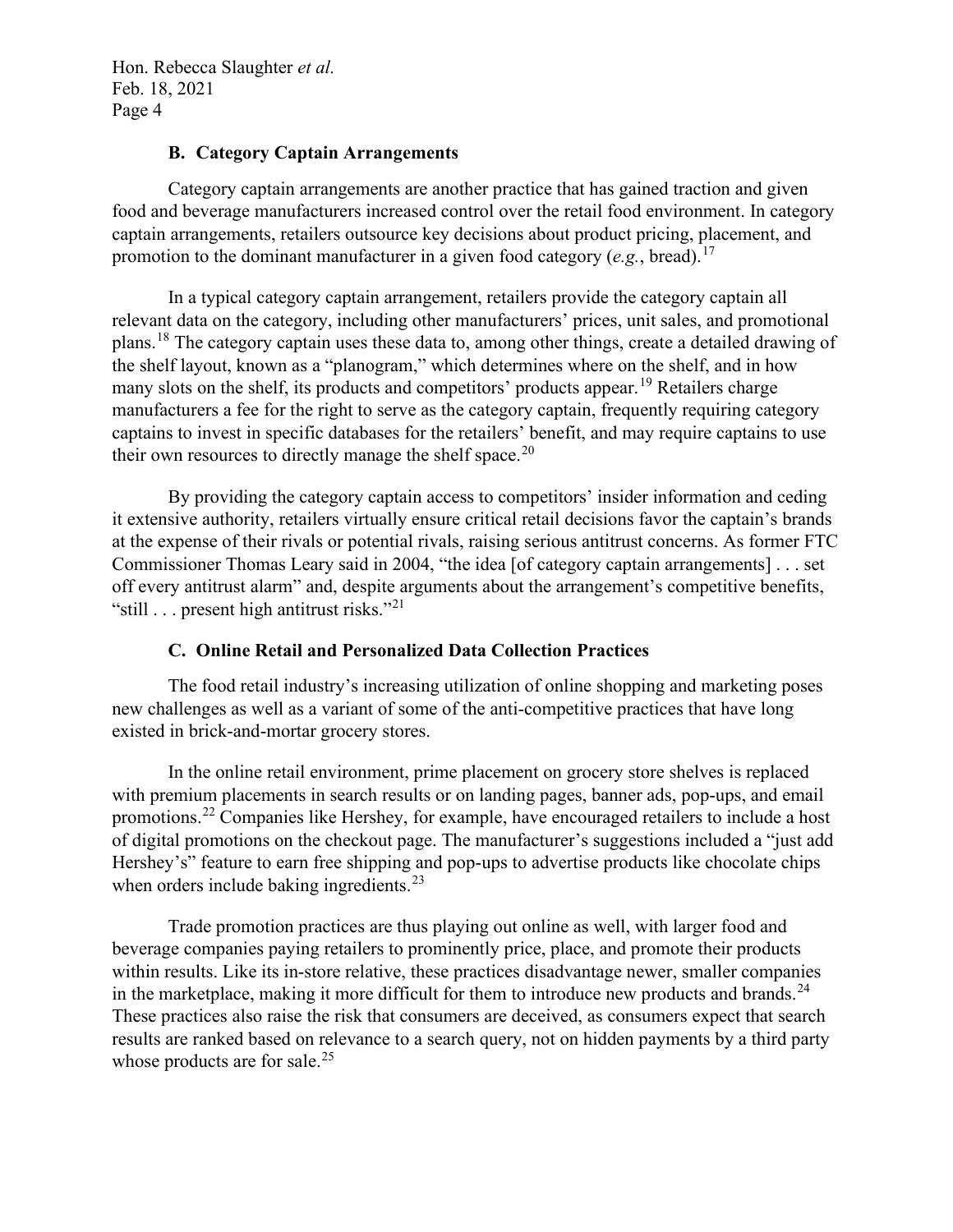### B. Category Captain Arrangements

Category captain arrangements are another practice that has gained traction and given food and beverage manufacturers increased control over the retail food environment. In category captain arrangements, retailers outsource key decisions about product pricing, placement, and promotion to the dominant manufacturer in a given food category (*e.g.*, bread).[17]

In a typical category captain arrangement, retailers provide the category captain all relevant data on the category, including other manufacturers' prices, unit sales, and promotional plans.[18] The category captain uses these data to, among other things, create a detailed drawing of the shelf layout, known as a "planogram," which determines where on the shelf, and in how many slots on the shelf, its products and competitors' products appear.[19] Retailers charge manufacturers a fee for the right to serve as the category captain, frequently requiring category captains to invest in specific databases for the retailers' benefit, and may require captains to use their own resources to directly manage the shelf space.[20]

By providing the category captain access to competitors' insider information and ceding it extensive authority, retailers virtually ensure critical retail decisions favor the captain's brands at the expense of their rivals or potential rivals, raising serious antitrust concerns. As former FTC Commissioner Thomas Leary said in 2004, "the idea [of category captain arrangements] . . . set off every antitrust alarm" and, despite arguments about the arrangement's competitive benefits, "still . . . present high antitrust risks."[21]

### C. Online Retail and Personalized Data Collection Practices

The food retail industry's increasing utilization of online shopping and marketing poses new challenges as well as a variant of some of the anti-competitive practices that have long existed in brick-and-mortar grocery stores.

In the online retail environment, prime placement on grocery store shelves is replaced with premium placements in search results or on landing pages, banner ads, pop-ups, and email promotions.[22] Companies like Hershey, for example, have encouraged retailers to include a host of digital promotions on the checkout page. The manufacturer's suggestions included a "just add Hershey's" feature to earn free shipping and pop-ups to advertise products like chocolate chips when orders include baking ingredients.[23]

Trade promotion practices are thus playing out online as well, with larger food and beverage companies paying retailers to prominently price, place, and promote their products within results. Like its in-store relative, these practices disadvantage newer, smaller companies in the marketplace, making it more difficult for them to introduce new products and brands.[24] These practices also raise the risk that consumers are deceived, as consumers expect that search results are ranked based on relevance to a search query, not on hidden payments by a third party whose products are for sale.[25]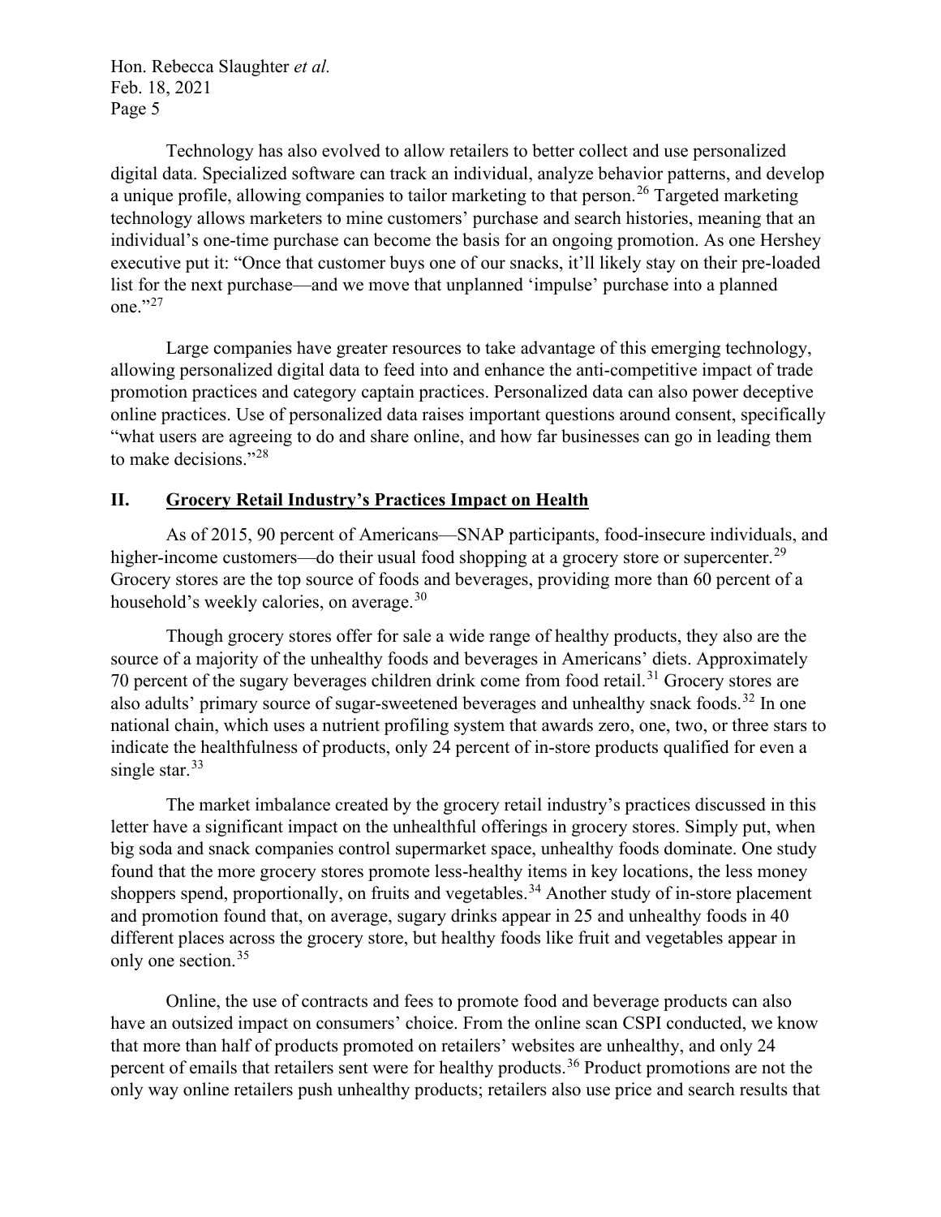Technology has also evolved to allow retailers to better collect and use personalized digital data. Specialized software can track an individual, analyze behavior patterns, and develop a unique profile, allowing companies to tailor marketing to that person.[26] Targeted marketing technology allows marketers to mine customers' purchase and search histories, meaning that an individual's one-time purchase can become the basis for an ongoing promotion. As one Hershey executive put it: "Once that customer buys one of our snacks, it'll likely stay on their pre-loaded list for the next purchase—and we move that unplanned 'impulse' purchase into a planned one."[27]

Large companies have greater resources to take advantage of this emerging technology, allowing personalized digital data to feed into and enhance the anti-competitive impact of trade promotion practices and category captain practices. Personalized data can also power deceptive online practices. Use of personalized data raises important questions around consent, specifically "what users are agreeing to do and share online, and how far businesses can go in leading them to make decisions."[28]

## II. Grocery Retail Industry's Practices Impact on Health

As of 2015, 90 percent of Americans—SNAP participants, food-insecure individuals, and higher-income customers—do their usual food shopping at a grocery store or supercenter.[29] Grocery stores are the top source of foods and beverages, providing more than 60 percent of a household's weekly calories, on average.[30]

Though grocery stores offer for sale a wide range of healthy products, they also are the source of a majority of the unhealthy foods and beverages in Americans' diets. Approximately 70 percent of the sugary beverages children drink come from food retail.[31] Grocery stores are also adults' primary source of sugar-sweetened beverages and unhealthy snack foods.[32] In one national chain, which uses a nutrient profiling system that awards zero, one, two, or three stars to indicate the healthfulness of products, only 24 percent of in-store products qualified for even a single star.[33]

The market imbalance created by the grocery retail industry's practices discussed in this letter have a significant impact on the unhealthful offerings in grocery stores. Simply put, when big soda and snack companies control supermarket space, unhealthy foods dominate. One study found that the more grocery stores promote less-healthy items in key locations, the less money shoppers spend, proportionally, on fruits and vegetables.[34] Another study of in-store placement and promotion found that, on average, sugary drinks appear in 25 and unhealthy foods in 40 different places across the grocery store, but healthy foods like fruit and vegetables appear in only one section.[35]

Online, the use of contracts and fees to promote food and beverage products can also have an outsized impact on consumers' choice. From the online scan CSPI conducted, we know that more than half of products promoted on retailers' websites are unhealthy, and only 24 percent of emails that retailers sent were for healthy products.[36] Product promotions are not the only way online retailers push unhealthy products; retailers also use price and search results that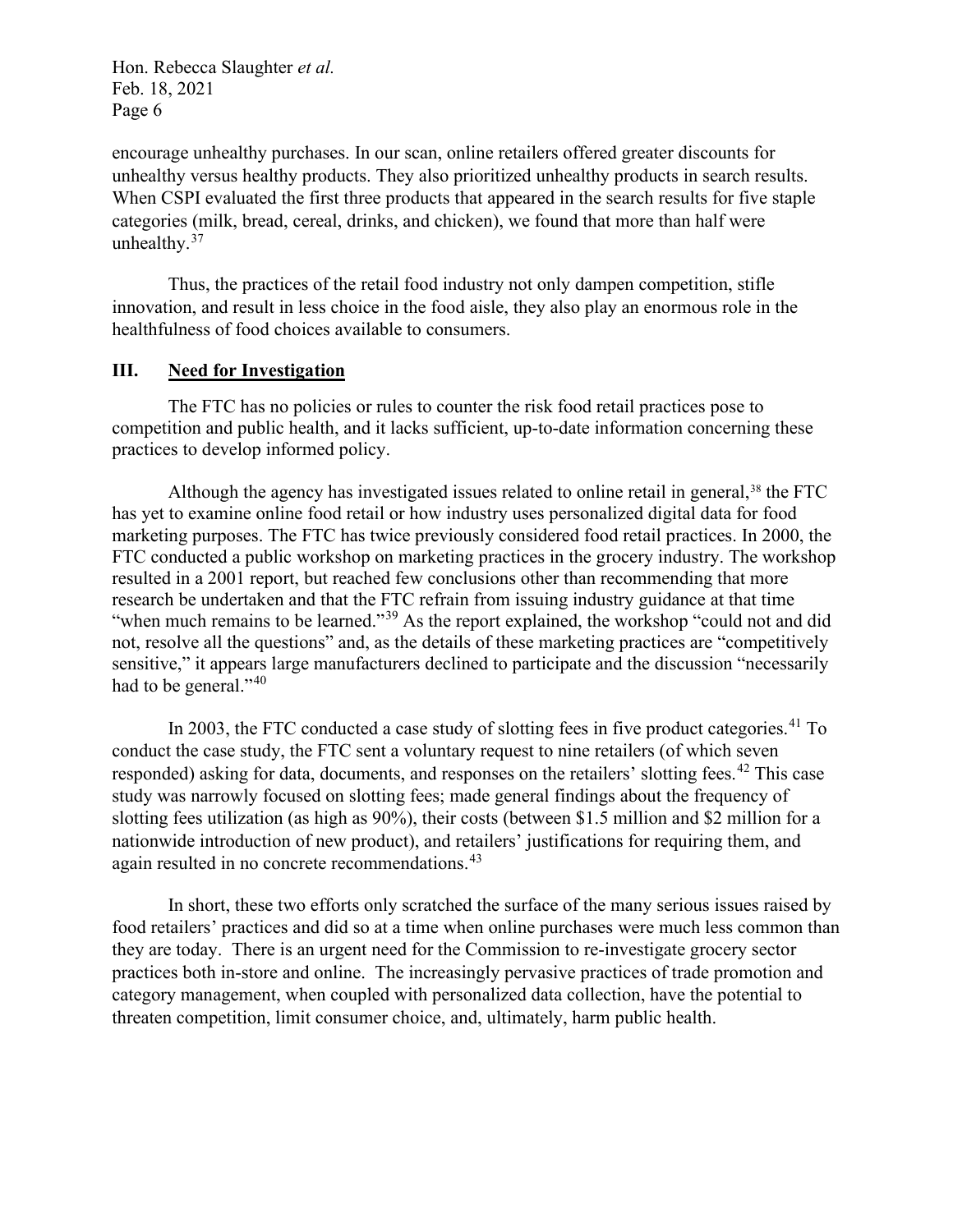encourage unhealthy purchases. In our scan, online retailers offered greater discounts for unhealthy versus healthy products. They also prioritized unhealthy products in search results. When CSPI evaluated the first three products that appeared in the search results for five staple categories (milk, bread, cereal, drinks, and chicken), we found that more than half were unhealthy.[37]

Thus, the practices of the retail food industry not only dampen competition, stifle innovation, and result in less choice in the food aisle, they also play an enormous role in the healthfulness of food choices available to consumers.

## III. Need for Investigation

The FTC has no policies or rules to counter the risk food retail practices pose to competition and public health, and it lacks sufficient, up-to-date information concerning these practices to develop informed policy.

Although the agency has investigated issues related to online retail in general,[38] the FTC has yet to examine online food retail or how industry uses personalized digital data for food marketing purposes. The FTC has twice previously considered food retail practices. In 2000, the FTC conducted a public workshop on marketing practices in the grocery industry. The workshop resulted in a 2001 report, but reached few conclusions other than recommending that more research be undertaken and that the FTC refrain from issuing industry guidance at that time "when much remains to be learned."[39] As the report explained, the workshop "could not and did not, resolve all the questions" and, as the details of these marketing practices are "competitively sensitive," it appears large manufacturers declined to participate and the discussion "necessarily had to be general."[40]

In 2003, the FTC conducted a case study of slotting fees in five product categories.[41] To conduct the case study, the FTC sent a voluntary request to nine retailers (of which seven responded) asking for data, documents, and responses on the retailers' slotting fees.[42] This case study was narrowly focused on slotting fees; made general findings about the frequency of slotting fees utilization (as high as 90%), their costs (between $1.5 million and $2 million for a nationwide introduction of new product), and retailers' justifications for requiring them, and again resulted in no concrete recommendations.[43]

In short, these two efforts only scratched the surface of the many serious issues raised by food retailers' practices and did so at a time when online purchases were much less common than they are today. There is an urgent need for the Commission to re-investigate grocery sector practices both in-store and online. The increasingly pervasive practices of trade promotion and category management, when coupled with personalized data collection, have the potential to threaten competition, limit consumer choice, and, ultimately, harm public health.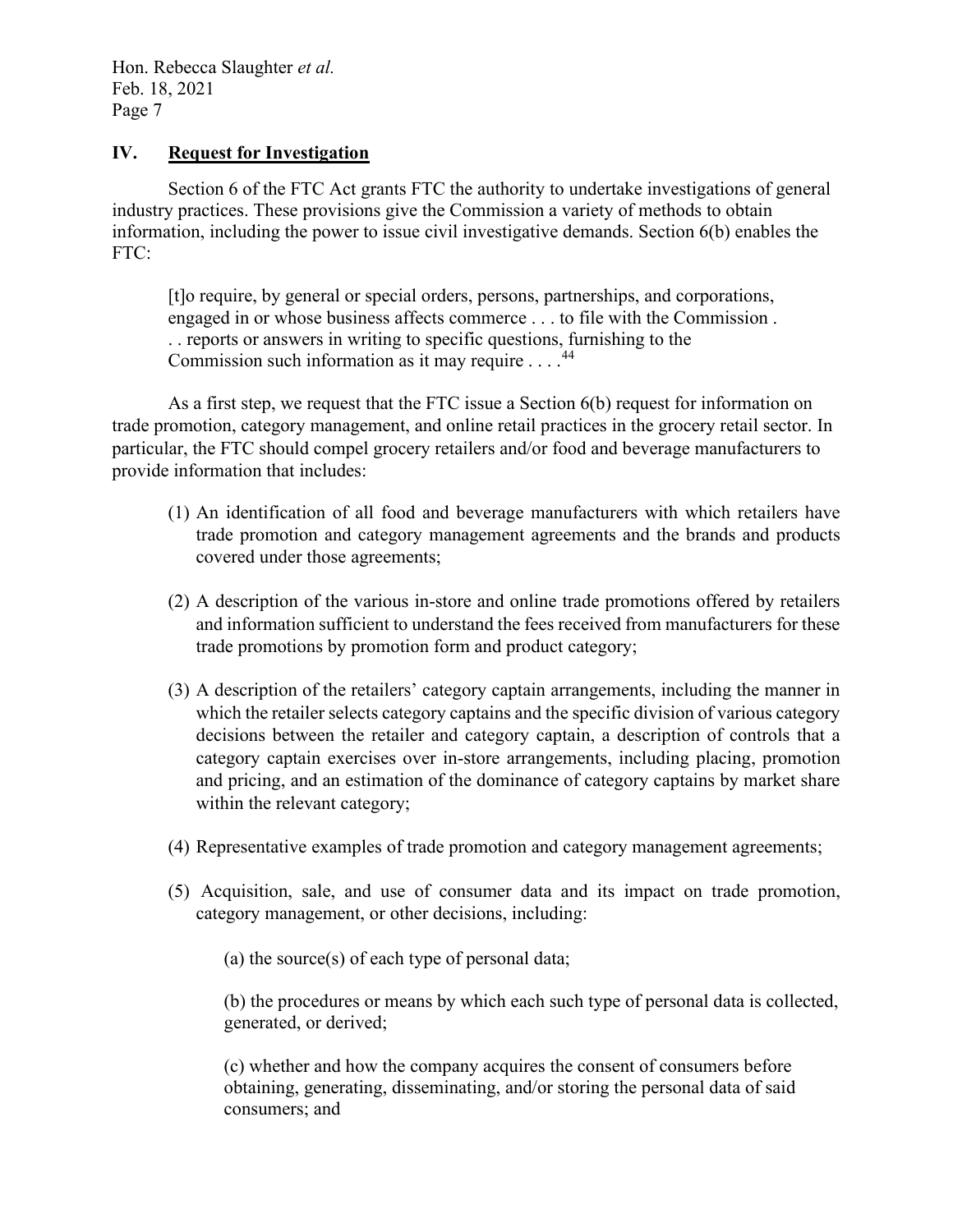## IV. Request for Investigation

Section 6 of the FTC Act grants FTC the authority to undertake investigations of general industry practices. These provisions give the Commission a variety of methods to obtain information, including the power to issue civil investigative demands. Section 6(b) enables the FTC:

> [t]o require, by general or special orders, persons, partnerships, and corporations, engaged in or whose business affects commerce . . . to file with the Commission . . . reports or answers in writing to specific questions, furnishing to the Commission such information as it may require . . . .[44]

As a first step, we request that the FTC issue a Section 6(b) request for information on trade promotion, category management, and online retail practices in the grocery retail sector. In particular, the FTC should compel grocery retailers and/or food and beverage manufacturers to provide information that includes:

(1) An identification of all food and beverage manufacturers with which retailers have trade promotion and category management agreements and the brands and products covered under those agreements;

(2) A description of the various in-store and online trade promotions offered by retailers and information sufficient to understand the fees received from manufacturers for these trade promotions by promotion form and product category;

(3) A description of the retailers' category captain arrangements, including the manner in which the retailer selects category captains and the specific division of various category decisions between the retailer and category captain, a description of controls that a category captain exercises over in-store arrangements, including placing, promotion and pricing, and an estimation of the dominance of category captains by market share within the relevant category;

(4) Representative examples of trade promotion and category management agreements;

(5) Acquisition, sale, and use of consumer data and its impact on trade promotion, category management, or other decisions, including:

(a) the source(s) of each type of personal data;

(b) the procedures or means by which each such type of personal data is collected, generated, or derived;

(c) whether and how the company acquires the consent of consumers before obtaining, generating, disseminating, and/or storing the personal data of said consumers; and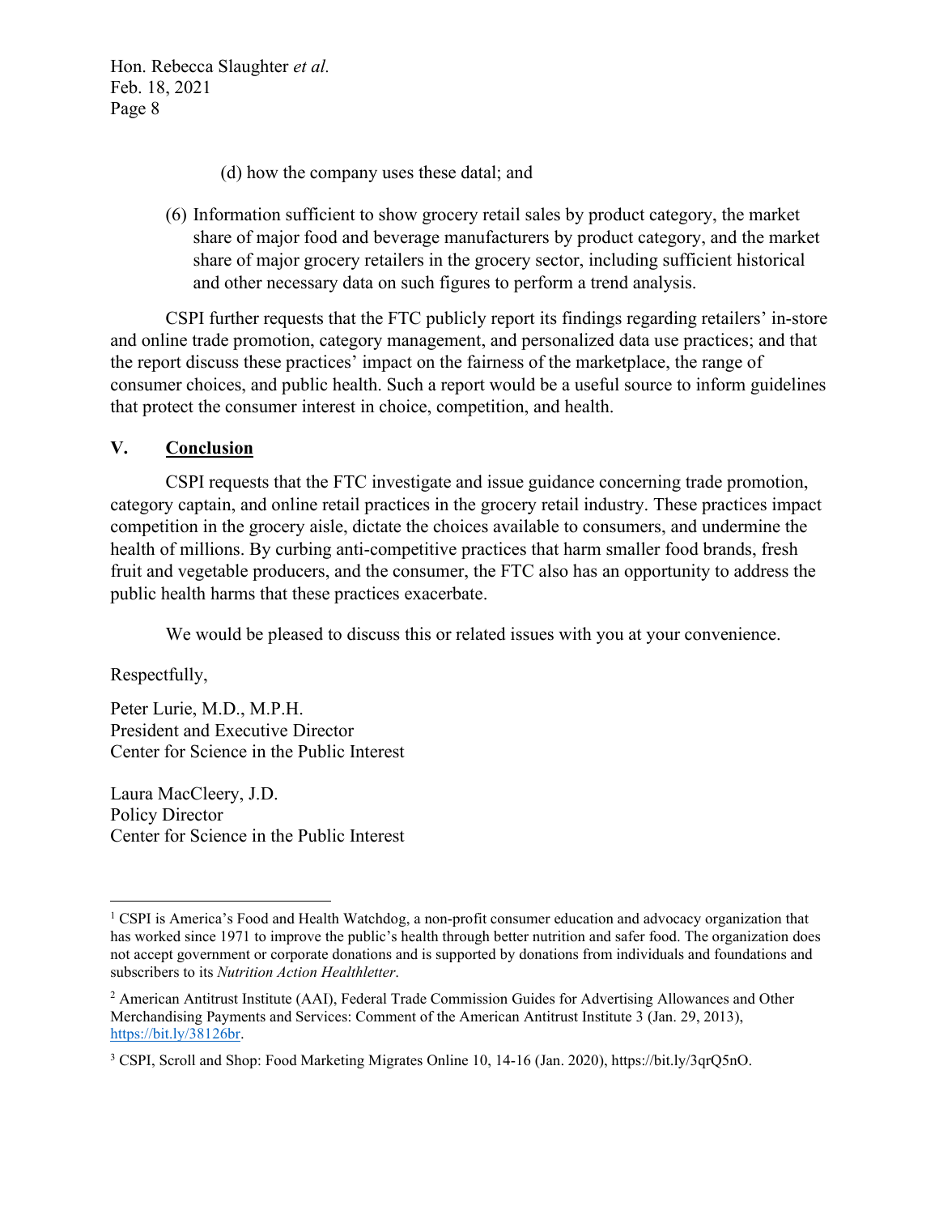(d) how the company uses these datal; and

(6) Information sufficient to show grocery retail sales by product category, the market share of major food and beverage manufacturers by product category, and the market share of major grocery retailers in the grocery sector, including sufficient historical and other necessary data on such figures to perform a trend analysis.

CSPI further requests that the FTC publicly report its findings regarding retailers' in-store and online trade promotion, category management, and personalized data use practices; and that the report discuss these practices' impact on the fairness of the marketplace, the range of consumer choices, and public health. Such a report would be a useful source to inform guidelines that protect the consumer interest in choice, competition, and health.

## V. **Conclusion**

CSPI requests that the FTC investigate and issue guidance concerning trade promotion, category captain, and online retail practices in the grocery retail industry. These practices impact competition in the grocery aisle, dictate the choices available to consumers, and undermine the health of millions. By curbing anti-competitive practices that harm smaller food brands, fresh fruit and vegetable producers, and the consumer, the FTC also has an opportunity to address the public health harms that these practices exacerbate.

We would be pleased to discuss this or related issues with you at your convenience.

Respectfully,

Peter Lurie, M.D., M.P.H.
President and Executive Director
Center for Science in the Public Interest

Laura MacCleery, J.D.
Policy Director
Center for Science in the Public Interest

---

[1] CSPI is America's Food and Health Watchdog, a non-profit consumer education and advocacy organization that has worked since 1971 to improve the public's health through better nutrition and safer food. The organization does not accept government or corporate donations and is supported by donations from individuals and foundations and subscribers to its *Nutrition Action Healthletter*.

[2] American Antitrust Institute (AAI), Federal Trade Commission Guides for Advertising Allowances and Other Merchandising Payments and Services: Comment of the American Antitrust Institute 3 (Jan. 29, 2013), https://bit.ly/38126br.

[3] CSPI, Scroll and Shop: Food Marketing Migrates Online 10, 14-16 (Jan. 2020), https://bit.ly/3qrQ5nO.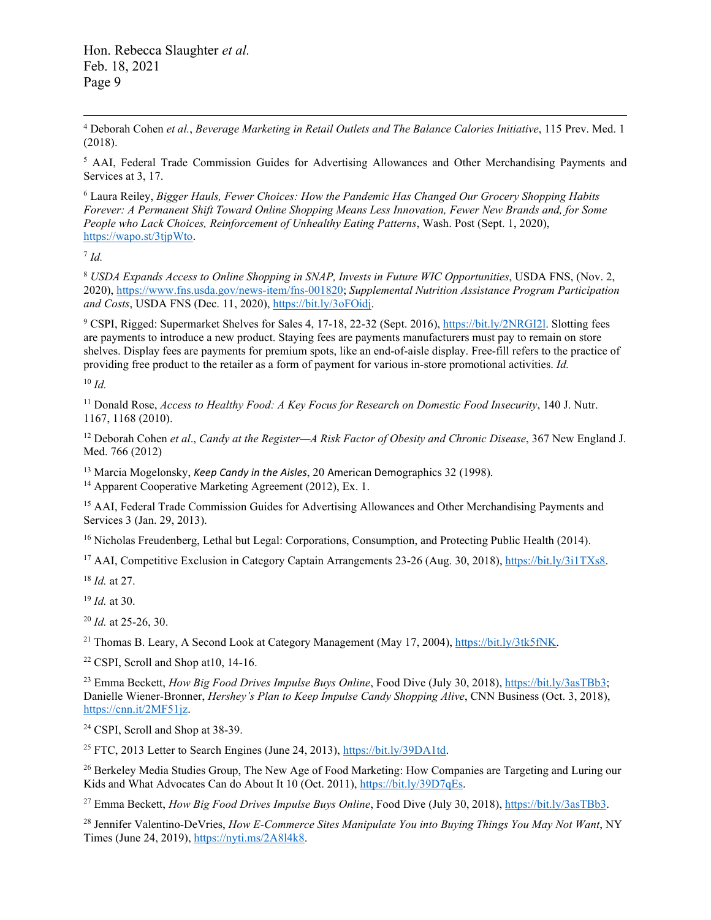[4] Deborah Cohen *et al.*, *Beverage Marketing in Retail Outlets and The Balance Calories Initiative*, 115 Prev. Med. 1 (2018).

[5] AAI, Federal Trade Commission Guides for Advertising Allowances and Other Merchandising Payments and Services at 3, 17.

[6] Laura Reiley, *Bigger Hauls, Fewer Choices: How the Pandemic Has Changed Our Grocery Shopping Habits Forever: A Permanent Shift Toward Online Shopping Means Less Innovation, Fewer New Brands and, for Some People who Lack Choices, Reinforcement of Unhealthy Eating Patterns*, Wash. Post (Sept. 1, 2020), https://wapo.st/3tjpWto.

[7] *Id.*

[8] *USDA Expands Access to Online Shopping in SNAP, Invests in Future WIC Opportunities*, USDA FNS, (Nov. 2, 2020), https://www.fns.usda.gov/news-item/fns-001820; *Supplemental Nutrition Assistance Program Participation and Costs*, USDA FNS (Dec. 11, 2020), https://bit.ly/3oFOidj.

[9] CSPI, Rigged: Supermarket Shelves for Sales 4, 17-18, 22-32 (Sept. 2016), https://bit.ly/2NRGI2l. Slotting fees are payments to introduce a new product. Staying fees are payments manufacturers must pay to remain on store shelves. Display fees are payments for premium spots, like an end-of-aisle display. Free-fill refers to the practice of providing free product to the retailer as a form of payment for various in-store promotional activities. *Id.*

[10] *Id.*

[11] Donald Rose, *Access to Healthy Food: A Key Focus for Research on Domestic Food Insecurity*, 140 J. Nutr. 1167, 1168 (2010).

[12] Deborah Cohen *et al*., *Candy at the Register—A Risk Factor of Obesity and Chronic Disease*, 367 New England J. Med. 766 (2012)

[13] Marcia Mogelonsky, *Keep Candy in the Aisles*, 20 American Demographics 32 (1998).

[14] Apparent Cooperative Marketing Agreement (2012), Ex. 1.

[15] AAI, Federal Trade Commission Guides for Advertising Allowances and Other Merchandising Payments and Services 3 (Jan. 29, 2013).

[16] Nicholas Freudenberg, Lethal but Legal: Corporations, Consumption, and Protecting Public Health (2014).

[17] AAI, Competitive Exclusion in Category Captain Arrangements 23-26 (Aug. 30, 2018), https://bit.ly/3i1TXs8.

[18] *Id.* at 27.

[19] *Id.* at 30.

[20] *Id.* at 25-26, 30.

[21] Thomas B. Leary, A Second Look at Category Management (May 17, 2004), https://bit.ly/3tk5fNK.

[22] CSPI, Scroll and Shop at10, 14-16.

[23] Emma Beckett, *How Big Food Drives Impulse Buys Online*, Food Dive (July 30, 2018), https://bit.ly/3asTBb3; Danielle Wiener-Bronner, *Hershey's Plan to Keep Impulse Candy Shopping Alive*, CNN Business (Oct. 3, 2018), https://cnn.it/2MF51jz.

[24] CSPI, Scroll and Shop at 38-39.

[25] FTC, 2013 Letter to Search Engines (June 24, 2013), https://bit.ly/39DA1td.

[26] Berkeley Media Studies Group, The New Age of Food Marketing: How Companies are Targeting and Luring our Kids and What Advocates Can do About It 10 (Oct. 2011), https://bit.ly/39D7qEs.

[27] Emma Beckett, *How Big Food Drives Impulse Buys Online*, Food Dive (July 30, 2018), https://bit.ly/3asTBb3.

[28] Jennifer Valentino-DeVries, *How E-Commerce Sites Manipulate You into Buying Things You May Not Want*, NY Times (June 24, 2019), https://nyti.ms/2A8l4k8.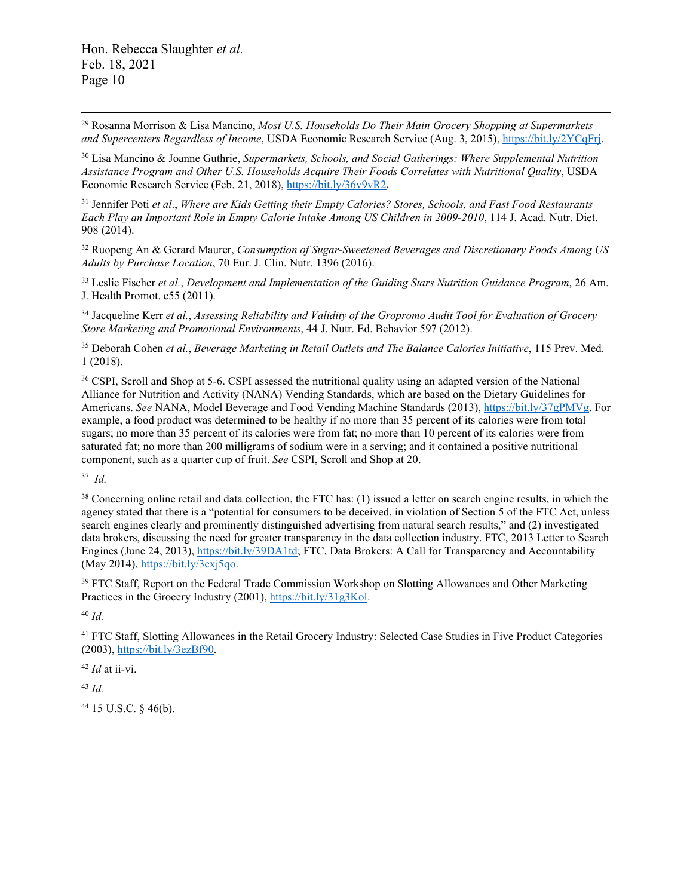[29] Rosanna Morrison & Lisa Mancino, *Most U.S. Households Do Their Main Grocery Shopping at Supermarkets and Supercenters Regardless of Income*, USDA Economic Research Service (Aug. 3, 2015), https://bit.ly/2YCqFrj.

[30] Lisa Mancino & Joanne Guthrie, *Supermarkets, Schools, and Social Gatherings: Where Supplemental Nutrition Assistance Program and Other U.S. Households Acquire Their Foods Correlates with Nutritional Quality*, USDA Economic Research Service (Feb. 21, 2018), https://bit.ly/36v9vR2.

[31] Jennifer Poti *et al*., *Where are Kids Getting their Empty Calories? Stores, Schools, and Fast Food Restaurants Each Play an Important Role in Empty Calorie Intake Among US Children in 2009-2010*, 114 J. Acad. Nutr. Diet. 908 (2014).

[32] Ruopeng An & Gerard Maurer, *Consumption of Sugar-Sweetened Beverages and Discretionary Foods Among US Adults by Purchase Location*, 70 Eur. J. Clin. Nutr. 1396 (2016).

[33] Leslie Fischer *et al.*, *Development and Implementation of the Guiding Stars Nutrition Guidance Program*, 26 Am. J. Health Promot. e55 (2011).

[34] Jacqueline Kerr *et al.*, *Assessing Reliability and Validity of the Gropromo Audit Tool for Evaluation of Grocery Store Marketing and Promotional Environments*, 44 J. Nutr. Ed. Behavior 597 (2012).

[35] Deborah Cohen *et al.*, *Beverage Marketing in Retail Outlets and The Balance Calories Initiative*, 115 Prev. Med. 1 (2018).

[36] CSPI, Scroll and Shop at 5-6. CSPI assessed the nutritional quality using an adapted version of the National Alliance for Nutrition and Activity (NANA) Vending Standards, which are based on the Dietary Guidelines for Americans. *See* NANA, Model Beverage and Food Vending Machine Standards (2013), https://bit.ly/37gPMVg. For example, a food product was determined to be healthy if no more than 35 percent of its calories were from total sugars; no more than 35 percent of its calories were from fat; no more than 10 percent of its calories were from saturated fat; no more than 200 milligrams of sodium were in a serving; and it contained a positive nutritional component, such as a quarter cup of fruit. *See* CSPI, Scroll and Shop at 20.

[37] *Id.*

[38] Concerning online retail and data collection, the FTC has: (1) issued a letter on search engine results, in which the agency stated that there is a "potential for consumers to be deceived, in violation of Section 5 of the FTC Act, unless search engines clearly and prominently distinguished advertising from natural search results," and (2) investigated data brokers, discussing the need for greater transparency in the data collection industry. FTC, 2013 Letter to Search Engines (June 24, 2013), https://bit.ly/39DA1td; FTC, Data Brokers: A Call for Transparency and Accountability (May 2014), https://bit.ly/3cxj5qo.

[39] FTC Staff, Report on the Federal Trade Commission Workshop on Slotting Allowances and Other Marketing Practices in the Grocery Industry (2001), https://bit.ly/31g3Kol.

[40] *Id.*

[41] FTC Staff, Slotting Allowances in the Retail Grocery Industry: Selected Case Studies in Five Product Categories (2003), https://bit.ly/3ezBf90.

[42] *Id* at ii-vi.

[43] *Id.*

[44] 15 U.S.C. § 46(b).